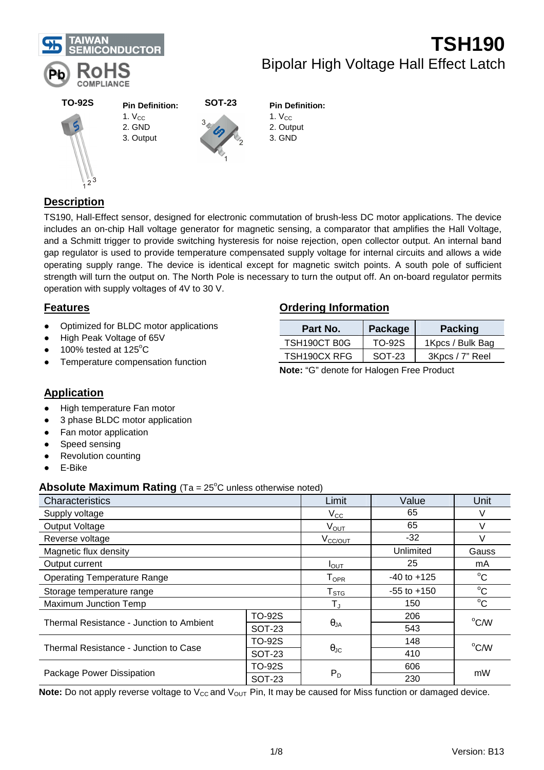TAIWAN SEMICONDUCTOR

RoHS COMPLIANCE

# TSH190

## Bipolar High Voltage Hall Effect Latch

**TO-92S**

**Pin Definition:**
1. $V_{CC}$
2. GND
3. Output

**SOT-23**

**Pin Definition:**
1. $V_{CC}$
2. Output
3. GND

## Description

TS190, Hall-Effect sensor, designed for electronic commutation of brush-less DC motor applications. The device includes an on-chip Hall voltage generator for magnetic sensing, a comparator that amplifies the Hall Voltage, and a Schmitt trigger to provide switching hysteresis for noise rejection, open collector output. An internal band gap regulator is used to provide temperature compensated supply voltage for internal circuits and allows a wide operating supply range. The device is identical except for magnetic switch points. A south pole of sufficient strength will turn the output on. The North Pole is necessary to turn the output off. An on-board regulator permits operation with supply voltages of 4V to 30 V.

## Features

- Optimized for BLDC motor applications
- High Peak Voltage of 65V
- 100% tested at 125°C
- Temperature compensation function

## Ordering Information

| Part No. | Package | Packing |
|---|---|---|
| TSH190CT B0G | TO-92S | 1Kpcs / Bulk Bag |
| TSH190CX RFG | SOT-23 | 3Kpcs / 7" Reel |

**Note:** "G" denote for Halogen Free Product

## Application

- High temperature Fan motor
- 3 phase BLDC motor application
- Fan motor application
- Speed sensing
- Revolution counting
- E-Bike

## Absolute Maximum Rating (Ta = 25°C unless otherwise noted)

| Characteristics | | Limit | Value | Unit |
|---|---|---|---|---|
| Supply voltage | | $V_{CC}$ | 65 | V |
| Output Voltage | | $V_{OUT}$ | 65 | V |
| Reverse voltage | | $V_{CC/OUT}$ | -32 | V |
| Magnetic flux density | | | Unlimited | Gauss |
| Output current | | $I_{OUT}$ | 25 | mA |
| Operating Temperature Range | | $T_{OPR}$ | -40 to +125 | °C |
| Storage temperature range | | $T_{STG}$ | -55 to +150 | °C |
| Maximum Junction Temp | | $T_J$ | 150 | °C |
| Thermal Resistance - Junction to Ambient | TO-92S | $\theta_{JA}$ | 206 | °C/W |
| | SOT-23 | | 543 | |
| Thermal Resistance - Junction to Case | TO-92S | $\theta_{JC}$ | 148 | °C/W |
| | SOT-23 | | 410 | |
| Package Power Dissipation | TO-92S | $P_D$ | 606 | mW |
| | SOT-23 | | 230 | |

**Note:** Do not apply reverse voltage to $V_{CC}$ and $V_{OUT}$ Pin, It may be caused for Miss function or damaged device.

Version: B13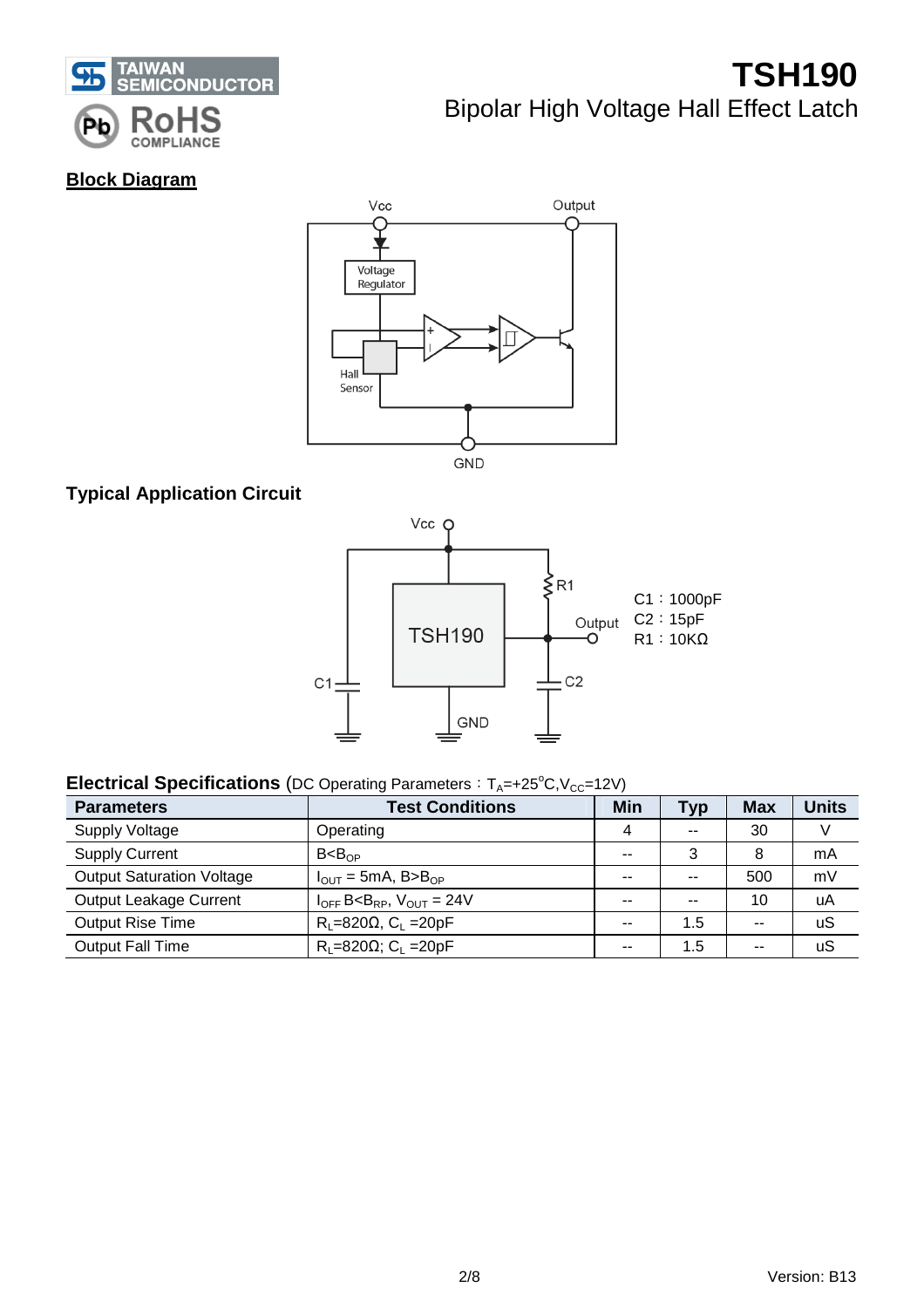## Block Diagram

## Typical Application Circuit

C1：1000pF
C2：15pF
R1：10KΩ

## Electrical Specifications (DC Operating Parameters：$T_A$=+25°C, $V_{CC}$=12V)

| Parameters | Test Conditions | Min | Typ | Max | Units |
|---|---|---|---|---|---|
| Supply Voltage | Operating | 4 | -- | 30 | V |
| Supply Current | $B<B_{OP}$ | -- | 3 | 8 | mA |
| Output Saturation Voltage | $I_{OUT}$ = 5mA, $B>B_{OP}$ | -- | -- | 500 | mV |
| Output Leakage Current | $I_{OFF}$ $B<B_{RP}$, $V_{OUT}$ = 24V | -- | -- | 10 | uA |
| Output Rise Time | $R_L$=820Ω, $C_L$ =20pF | -- | 1.5 | -- | uS |
| Output Fall Time | $R_L$=820Ω; $C_L$ =20pF | -- | 1.5 | -- | uS |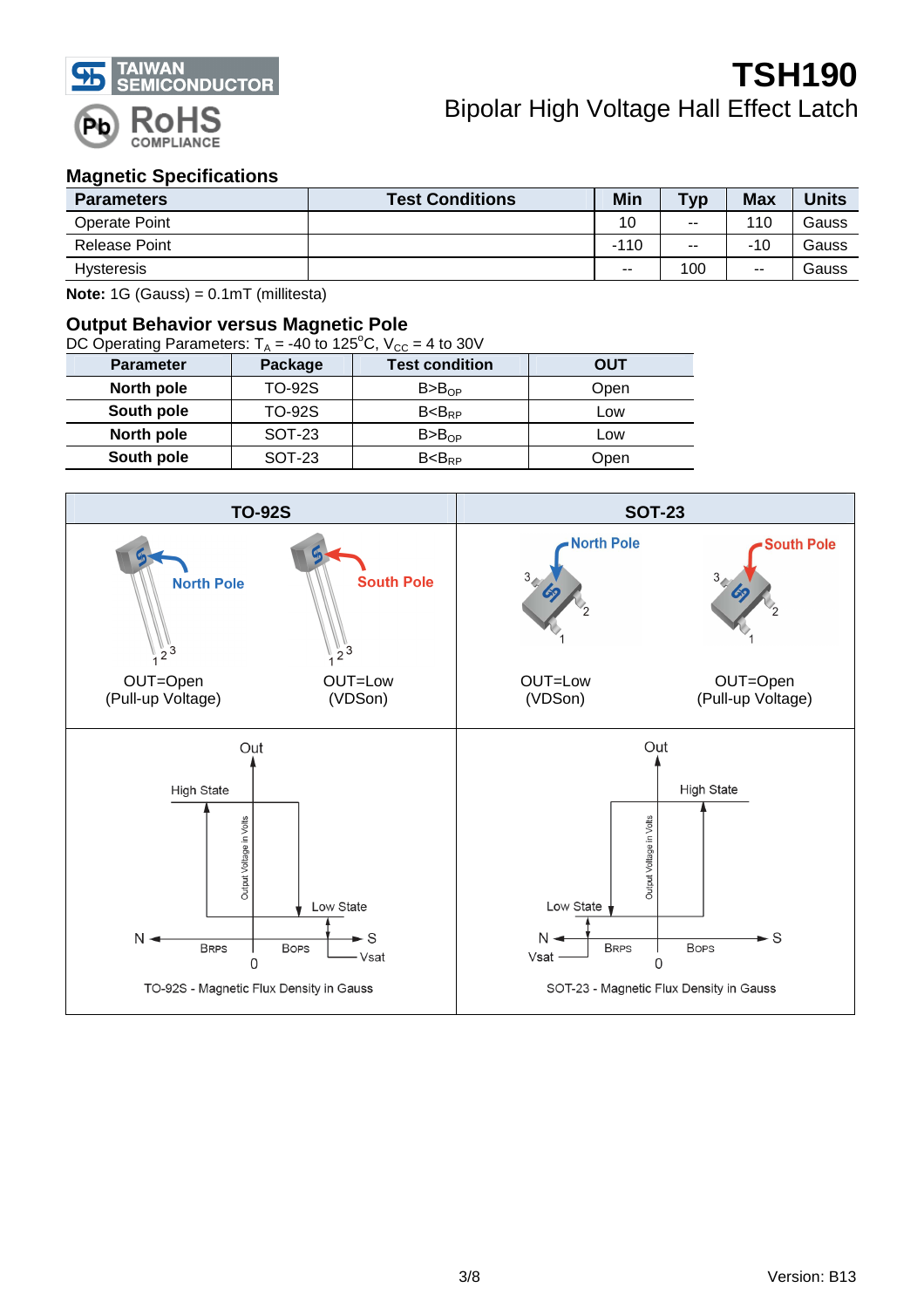## Magnetic Specifications

| Parameters | Test Conditions | Min | Typ | Max | Units |
|---|---|---|---|---|---|
| Operate Point | | 10 | -- | 110 | Gauss |
| Release Point | | -110 | -- | -10 | Gauss |
| Hysteresis | | -- | 100 | -- | Gauss |

**Note:** 1G (Gauss) = 0.1mT (millitesta)

## Output Behavior versus Magnetic Pole

DC Operating Parameters: $T_A$ = -40 to 125°C, $V_{CC}$ = 4 to 30V

| Parameter | Package | Test condition | OUT |
|---|---|---|---|
| **North pole** | TO-92S | $B>B_{OP}$ | Open |
| **South pole** | TO-92S | $B<B_{RP}$ | Low |
| **North pole** | SOT-23 | $B>B_{OP}$ | Low |
| **South pole** | SOT-23 | $B<B_{RP}$ | Open |

| TO-92S | | SOT-23 | |
|---|---|---|---|
| North Pole | South Pole | North Pole | South Pole |
| OUT=Open (Pull-up Voltage) | OUT=Low (VDSon) | OUT=Low (VDSon) | OUT=Open (Pull-up Voltage) |

TO-92S - Magnetic Flux Density in Gauss

SOT-23 - Magnetic Flux Density in Gauss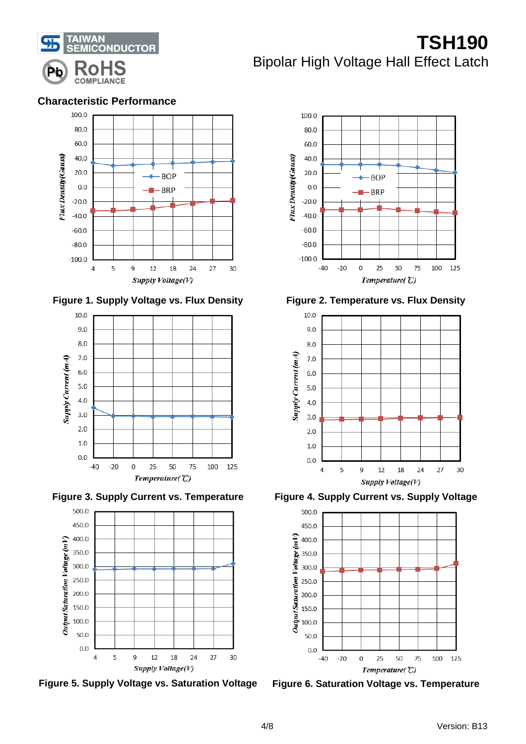## Characteristic Performance

Figure 1. Supply Voltage vs. Flux Density

Figure 2. Temperature vs. Flux Density

Figure 3. Supply Current vs. Temperature

Figure 4. Supply Current vs. Supply Voltage

Figure 5. Supply Voltage vs. Saturation Voltage

Figure 6. Saturation Voltage vs. Temperature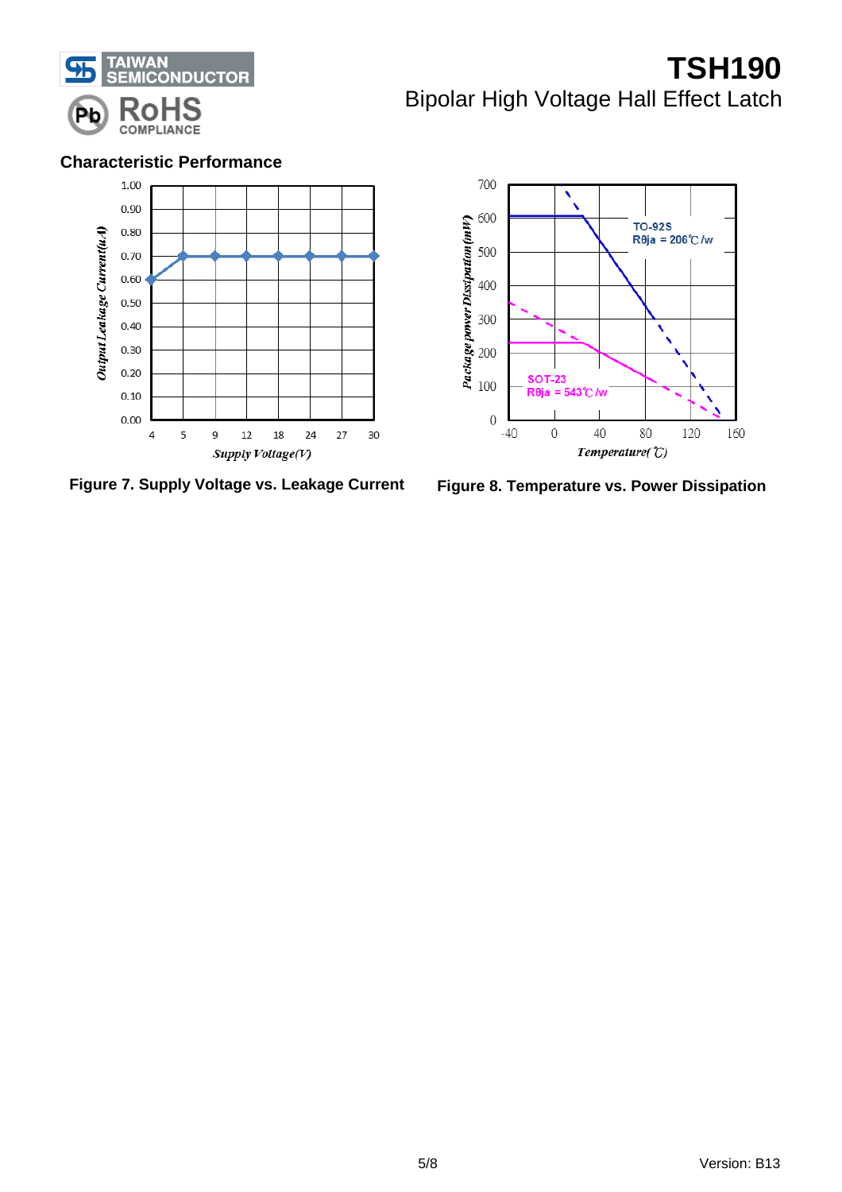## Characteristic Performance

Figure 7. Supply Voltage vs. Leakage Current

Figure 8. Temperature vs. Power Dissipation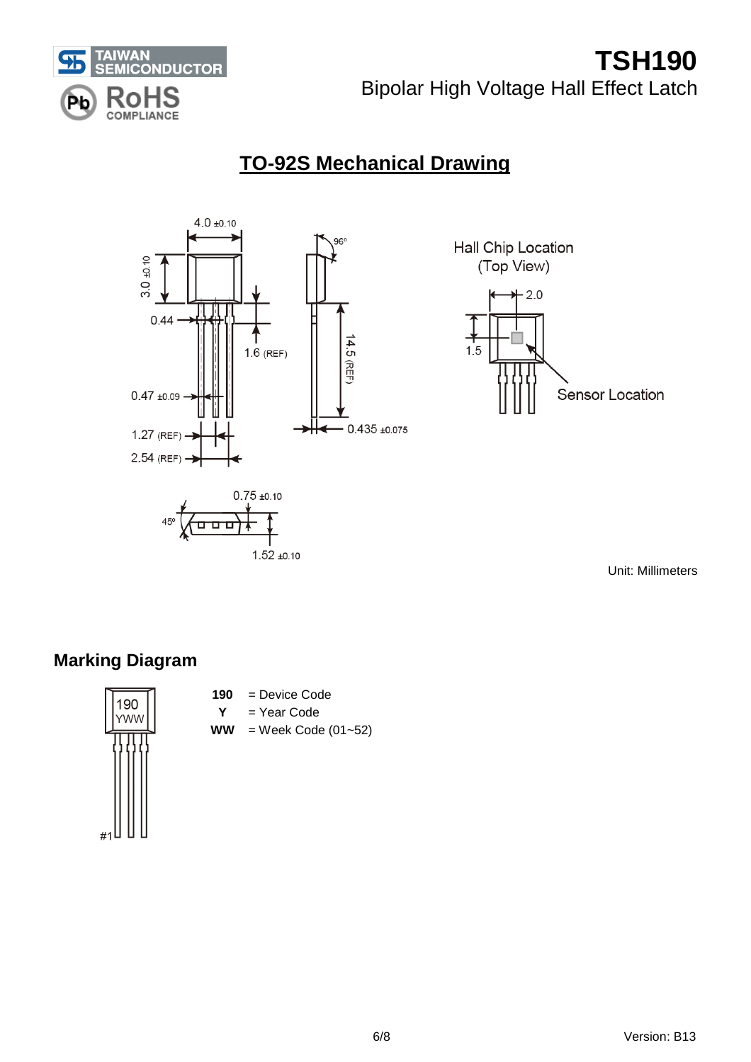## TO-92S Mechanical Drawing

Hall Chip Location (Top View)

Sensor Location

Unit: Millimeters

### Marking Diagram

**190** = Device Code
**Y** = Year Code
**WW** = Week Code (01~52)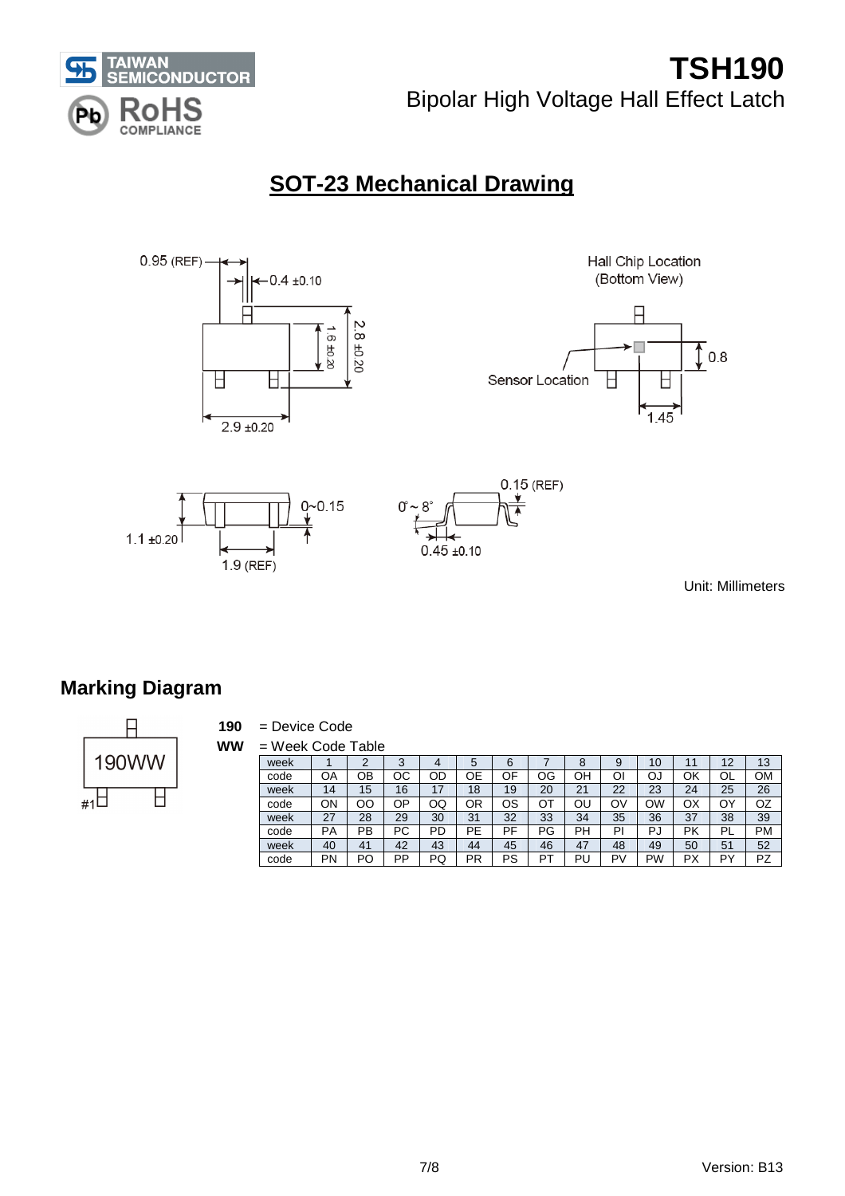# TSH190

Bipolar High Voltage Hall Effect Latch

## SOT-23 Mechanical Drawing

0.95 (REF)

0.4 ±0.10

1.6 ±0.20

2.8 ±0.20

2.9 ±0.20

Hall Chip Location (Bottom View)

Sensor Location

0.8

1.45

1.1 ±0.20

0~0.15

1.9 (REF)

0.15 (REF)

0° ~ 8°

0.45 ±0.10

Unit: Millimeters

## Marking Diagram

190WW

#1

**190** = Device Code

**WW** = Week Code Table

| week | 1 | 2 | 3 | 4 | 5 | 6 | 7 | 8 | 9 | 10 | 11 | 12 | 13 |
|---|---|---|---|---|---|---|---|---|---|---|---|---|---|
| code | OA | OB | OC | OD | OE | OF | OG | OH | OI | OJ | OK | OL | OM |
| week | 14 | 15 | 16 | 17 | 18 | 19 | 20 | 21 | 22 | 23 | 24 | 25 | 26 |
| code | ON | OO | OP | OQ | OR | OS | OT | OU | OV | OW | OX | OY | OZ |
| week | 27 | 28 | 29 | 30 | 31 | 32 | 33 | 34 | 35 | 36 | 37 | 38 | 39 |
| code | PA | PB | PC | PD | PE | PF | PG | PH | PI | PJ | PK | PL | PM |
| week | 40 | 41 | 42 | 43 | 44 | 45 | 46 | 47 | 48 | 49 | 50 | 51 | 52 |
| code | PN | PO | PP | PQ | PR | PS | PT | PU | PV | PW | PX | PY | PZ |

Version: B13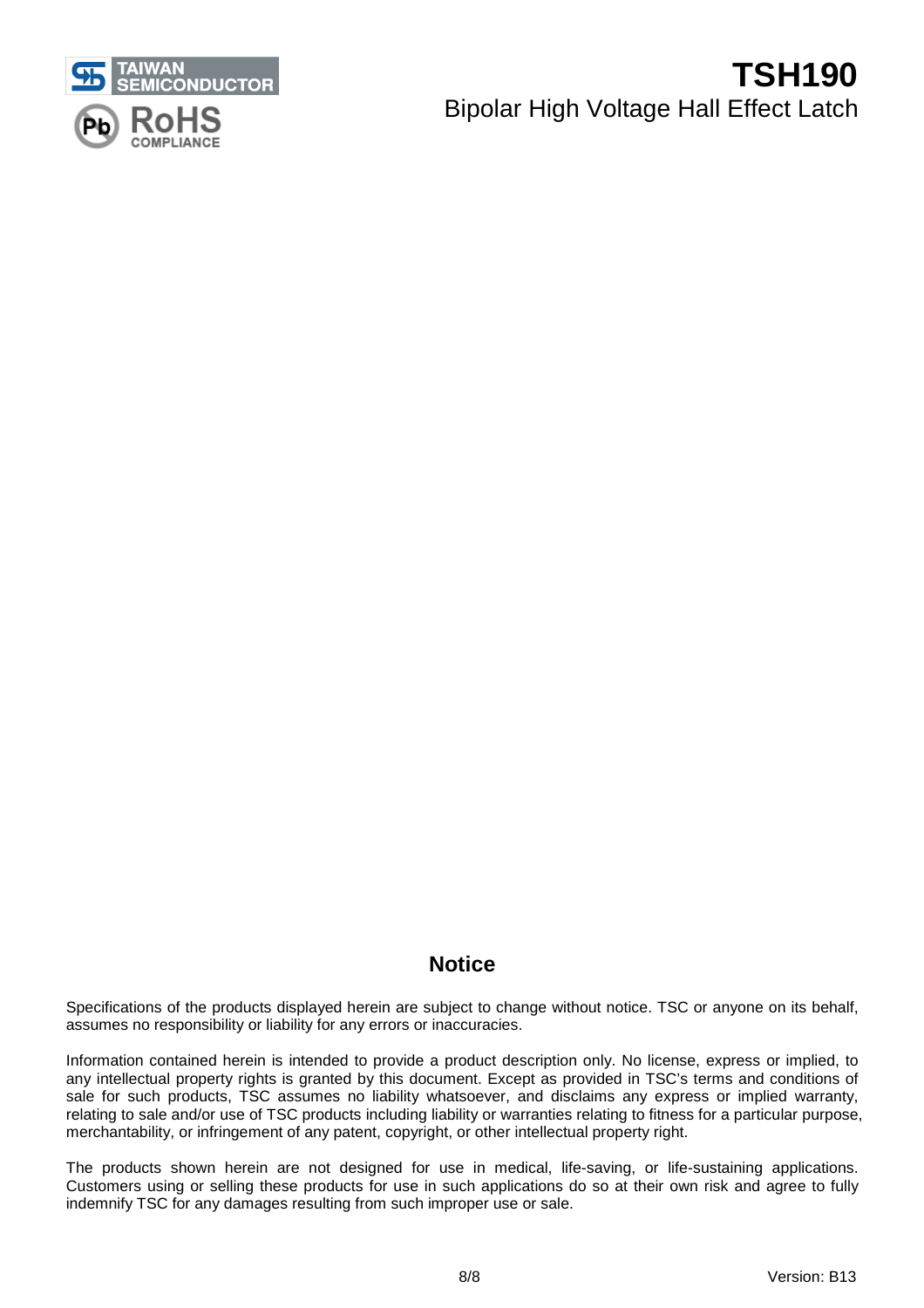## Notice

Specifications of the products displayed herein are subject to change without notice. TSC or anyone on its behalf, assumes no responsibility or liability for any errors or inaccuracies.

Information contained herein is intended to provide a product description only. No license, express or implied, to any intellectual property rights is granted by this document. Except as provided in TSC's terms and conditions of sale for such products, TSC assumes no liability whatsoever, and disclaims any express or implied warranty, relating to sale and/or use of TSC products including liability or warranties relating to fitness for a particular purpose, merchantability, or infringement of any patent, copyright, or other intellectual property right.

The products shown herein are not designed for use in medical, life-saving, or life-sustaining applications. Customers using or selling these products for use in such applications do so at their own risk and agree to fully indemnify TSC for any damages resulting from such improper use or sale.